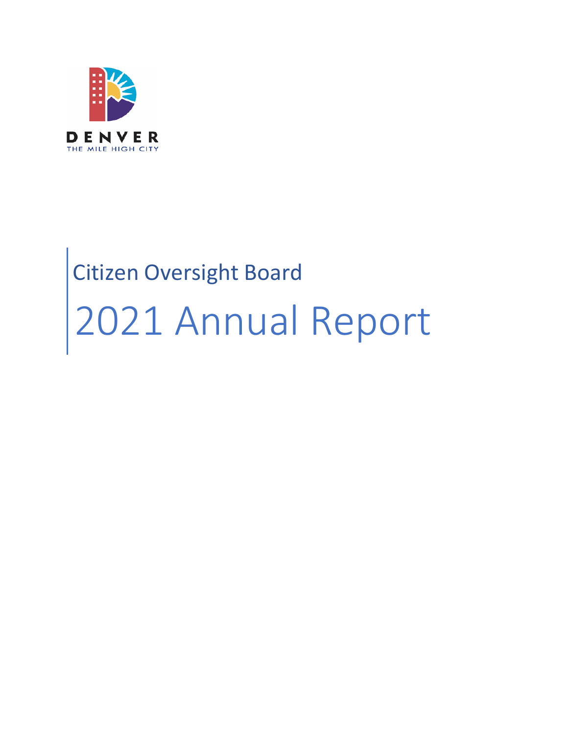DENVER
THE MILE HIGH CITY

Citizen Oversight Board

# 2021 Annual Report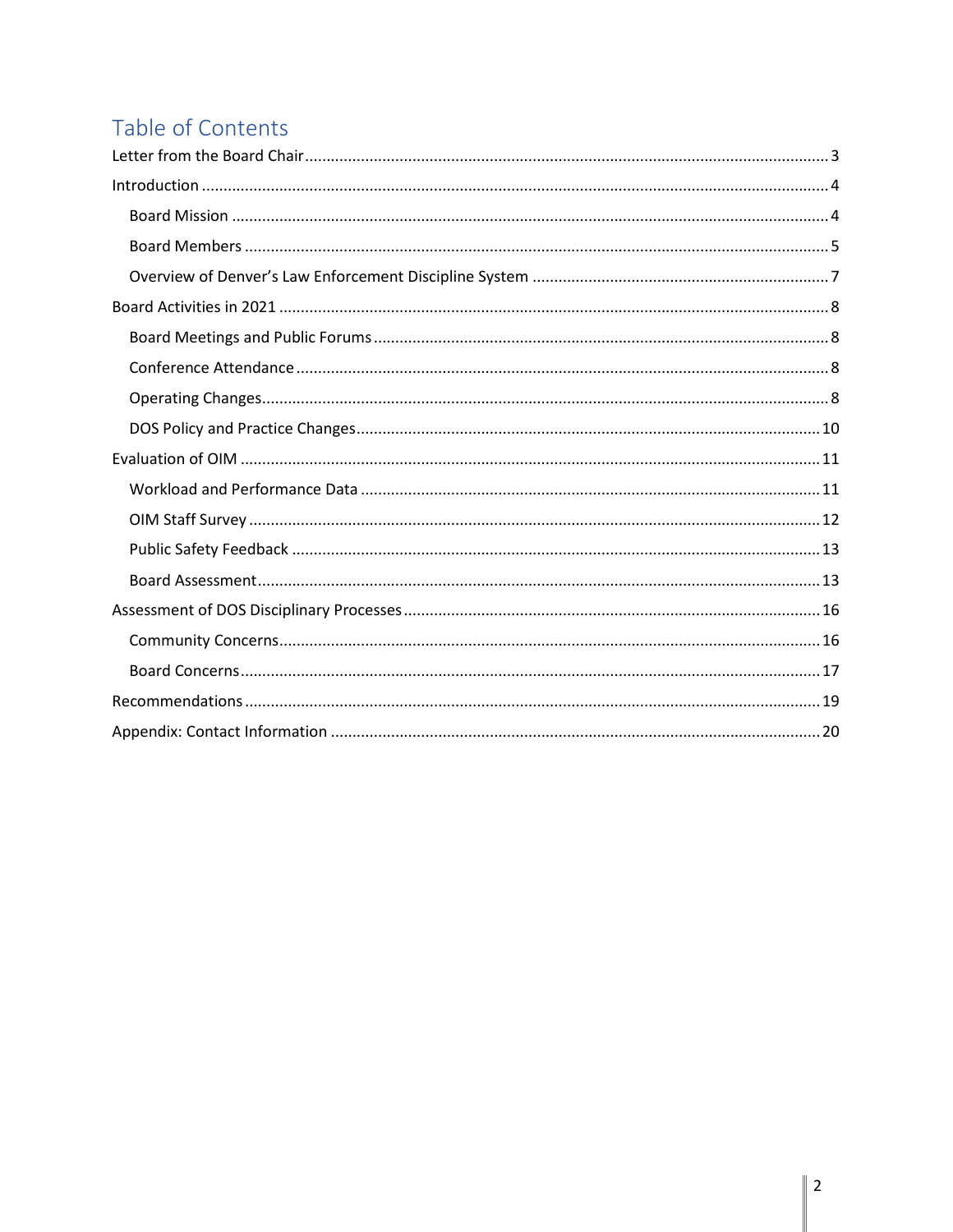# Table of Contents

- Letter from the Board Chair ........ 3
- Introduction ........ 4
  - Board Mission ........ 4
  - Board Members ........ 5
  - Overview of Denver's Law Enforcement Discipline System ........ 7
- Board Activities in 2021 ........ 8
  - Board Meetings and Public Forums ........ 8
  - Conference Attendance ........ 8
  - Operating Changes ........ 8
  - DOS Policy and Practice Changes ........ 10
- Evaluation of OIM ........ 11
  - Workload and Performance Data ........ 11
  - OIM Staff Survey ........ 12
  - Public Safety Feedback ........ 13
  - Board Assessment ........ 13
- Assessment of DOS Disciplinary Processes ........ 16
  - Community Concerns ........ 16
  - Board Concerns ........ 17
- Recommendations ........ 19
- Appendix: Contact Information ........ 20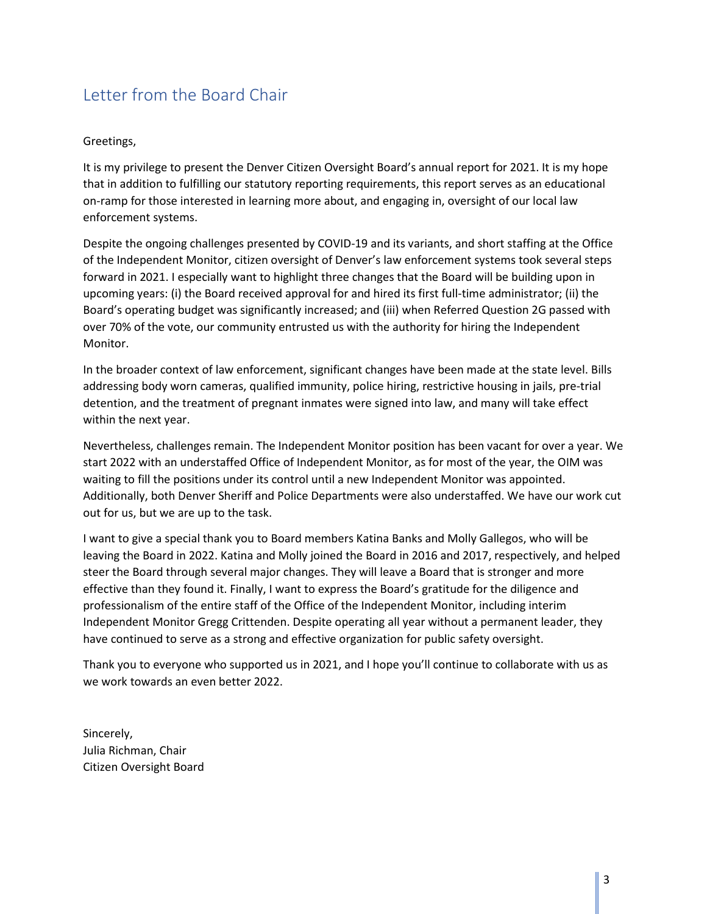## Letter from the Board Chair

Greetings,

It is my privilege to present the Denver Citizen Oversight Board's annual report for 2021. It is my hope that in addition to fulfilling our statutory reporting requirements, this report serves as an educational on-ramp for those interested in learning more about, and engaging in, oversight of our local law enforcement systems.

Despite the ongoing challenges presented by COVID-19 and its variants, and short staffing at the Office of the Independent Monitor, citizen oversight of Denver's law enforcement systems took several steps forward in 2021. I especially want to highlight three changes that the Board will be building upon in upcoming years: (i) the Board received approval for and hired its first full-time administrator; (ii) the Board's operating budget was significantly increased; and (iii) when Referred Question 2G passed with over 70% of the vote, our community entrusted us with the authority for hiring the Independent Monitor.

In the broader context of law enforcement, significant changes have been made at the state level. Bills addressing body worn cameras, qualified immunity, police hiring, restrictive housing in jails, pre-trial detention, and the treatment of pregnant inmates were signed into law, and many will take effect within the next year.

Nevertheless, challenges remain. The Independent Monitor position has been vacant for over a year. We start 2022 with an understaffed Office of Independent Monitor, as for most of the year, the OIM was waiting to fill the positions under its control until a new Independent Monitor was appointed. Additionally, both Denver Sheriff and Police Departments were also understaffed. We have our work cut out for us, but we are up to the task.

I want to give a special thank you to Board members Katina Banks and Molly Gallegos, who will be leaving the Board in 2022. Katina and Molly joined the Board in 2016 and 2017, respectively, and helped steer the Board through several major changes. They will leave a Board that is stronger and more effective than they found it. Finally, I want to express the Board's gratitude for the diligence and professionalism of the entire staff of the Office of the Independent Monitor, including interim Independent Monitor Gregg Crittenden. Despite operating all year without a permanent leader, they have continued to serve as a strong and effective organization for public safety oversight.

Thank you to everyone who supported us in 2021, and I hope you'll continue to collaborate with us as we work towards an even better 2022.

Sincerely,
Julia Richman, Chair
Citizen Oversight Board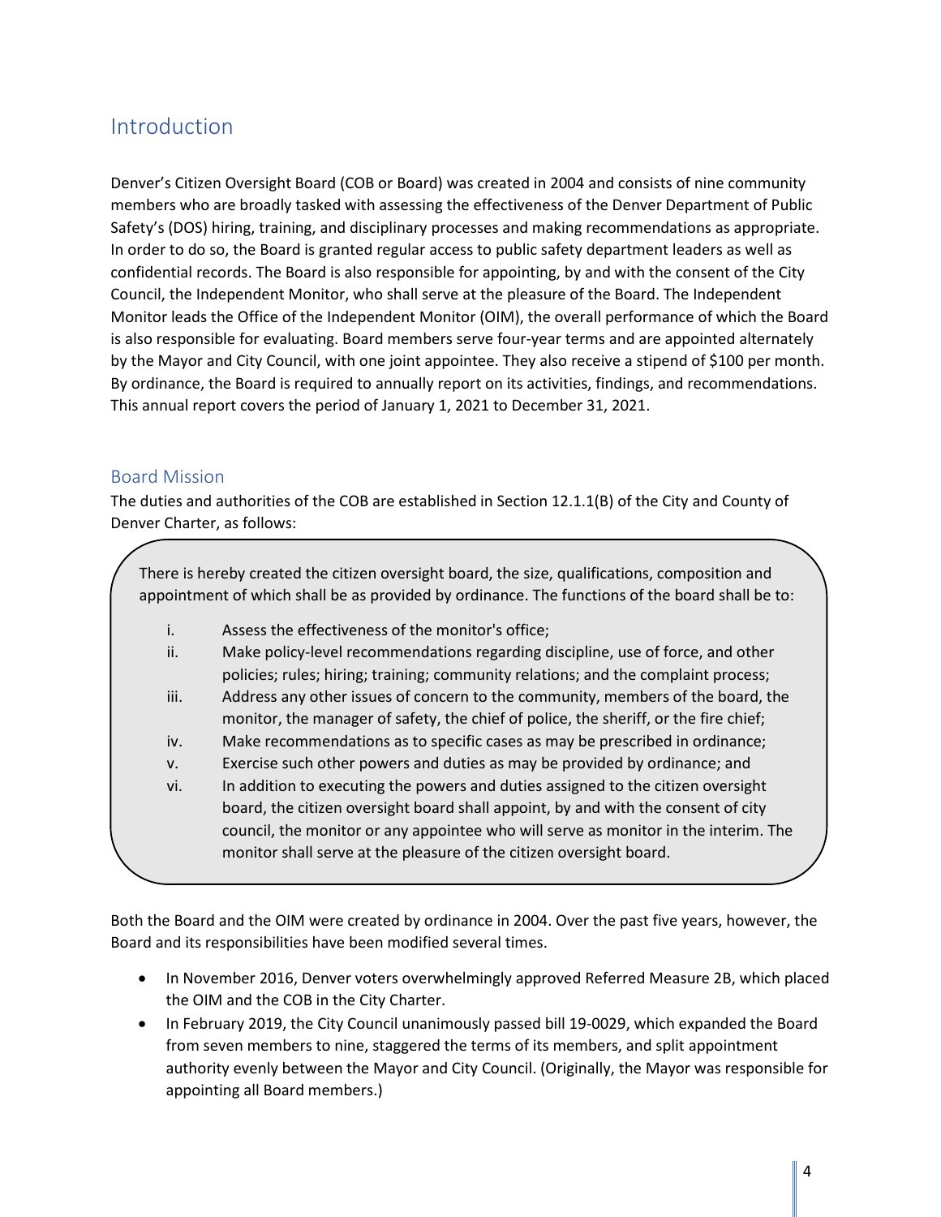# Introduction

Denver's Citizen Oversight Board (COB or Board) was created in 2004 and consists of nine community members who are broadly tasked with assessing the effectiveness of the Denver Department of Public Safety's (DOS) hiring, training, and disciplinary processes and making recommendations as appropriate. In order to do so, the Board is granted regular access to public safety department leaders as well as confidential records. The Board is also responsible for appointing, by and with the consent of the City Council, the Independent Monitor, who shall serve at the pleasure of the Board. The Independent Monitor leads the Office of the Independent Monitor (OIM), the overall performance of which the Board is also responsible for evaluating. Board members serve four-year terms and are appointed alternately by the Mayor and City Council, with one joint appointee. They also receive a stipend of $100 per month. By ordinance, the Board is required to annually report on its activities, findings, and recommendations. This annual report covers the period of January 1, 2021 to December 31, 2021.

## Board Mission

The duties and authorities of the COB are established in Section 12.1.1(B) of the City and County of Denver Charter, as follows:

> There is hereby created the citizen oversight board, the size, qualifications, composition and appointment of which shall be as provided by ordinance. The functions of the board shall be to:
>
> i. Assess the effectiveness of the monitor's office;
> ii. Make policy-level recommendations regarding discipline, use of force, and other policies; rules; hiring; training; community relations; and the complaint process;
> iii. Address any other issues of concern to the community, members of the board, the monitor, the manager of safety, the chief of police, the sheriff, or the fire chief;
> iv. Make recommendations as to specific cases as may be prescribed in ordinance;
> v. Exercise such other powers and duties as may be provided by ordinance; and
> vi. In addition to executing the powers and duties assigned to the citizen oversight board, the citizen oversight board shall appoint, by and with the consent of city council, the monitor or any appointee who will serve as monitor in the interim. The monitor shall serve at the pleasure of the citizen oversight board.

Both the Board and the OIM were created by ordinance in 2004. Over the past five years, however, the Board and its responsibilities have been modified several times.

- In November 2016, Denver voters overwhelmingly approved Referred Measure 2B, which placed the OIM and the COB in the City Charter.
- In February 2019, the City Council unanimously passed bill 19-0029, which expanded the Board from seven members to nine, staggered the terms of its members, and split appointment authority evenly between the Mayor and City Council. (Originally, the Mayor was responsible for appointing all Board members.)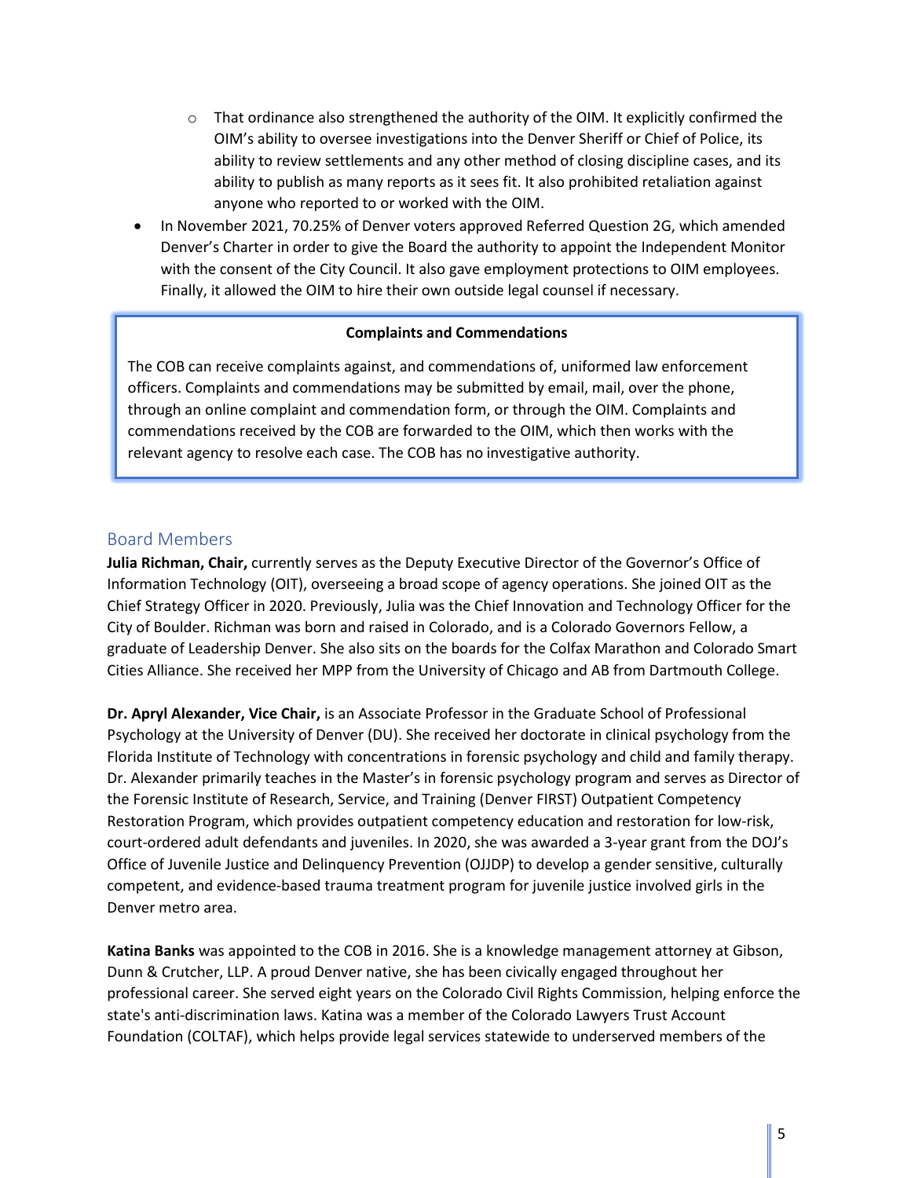- That ordinance also strengthened the authority of the OIM. It explicitly confirmed the OIM's ability to oversee investigations into the Denver Sheriff or Chief of Police, its ability to review settlements and any other method of closing discipline cases, and its ability to publish as many reports as it sees fit. It also prohibited retaliation against anyone who reported to or worked with the OIM.
- In November 2021, 70.25% of Denver voters approved Referred Question 2G, which amended Denver's Charter in order to give the Board the authority to appoint the Independent Monitor with the consent of the City Council. It also gave employment protections to OIM employees. Finally, it allowed the OIM to hire their own outside legal counsel if necessary.

> **Complaints and Commendations**
>
> The COB can receive complaints against, and commendations of, uniformed law enforcement officers. Complaints and commendations may be submitted by email, mail, over the phone, through an online complaint and commendation form, or through the OIM. Complaints and commendations received by the COB are forwarded to the OIM, which then works with the relevant agency to resolve each case. The COB has no investigative authority.

## Board Members

**Julia Richman, Chair,** currently serves as the Deputy Executive Director of the Governor's Office of Information Technology (OIT), overseeing a broad scope of agency operations. She joined OIT as the Chief Strategy Officer in 2020. Previously, Julia was the Chief Innovation and Technology Officer for the City of Boulder. Richman was born and raised in Colorado, and is a Colorado Governors Fellow, a graduate of Leadership Denver. She also sits on the boards for the Colfax Marathon and Colorado Smart Cities Alliance. She received her MPP from the University of Chicago and AB from Dartmouth College.

**Dr. Apryl Alexander, Vice Chair,** is an Associate Professor in the Graduate School of Professional Psychology at the University of Denver (DU). She received her doctorate in clinical psychology from the Florida Institute of Technology with concentrations in forensic psychology and child and family therapy. Dr. Alexander primarily teaches in the Master's in forensic psychology program and serves as Director of the Forensic Institute of Research, Service, and Training (Denver FIRST) Outpatient Competency Restoration Program, which provides outpatient competency education and restoration for low-risk, court-ordered adult defendants and juveniles. In 2020, she was awarded a 3-year grant from the DOJ's Office of Juvenile Justice and Delinquency Prevention (OJJDP) to develop a gender sensitive, culturally competent, and evidence-based trauma treatment program for juvenile justice involved girls in the Denver metro area.

**Katina Banks** was appointed to the COB in 2016. She is a knowledge management attorney at Gibson, Dunn & Crutcher, LLP. A proud Denver native, she has been civically engaged throughout her professional career. She served eight years on the Colorado Civil Rights Commission, helping enforce the state's anti-discrimination laws. Katina was a member of the Colorado Lawyers Trust Account Foundation (COLTAF), which helps provide legal services statewide to underserved members of the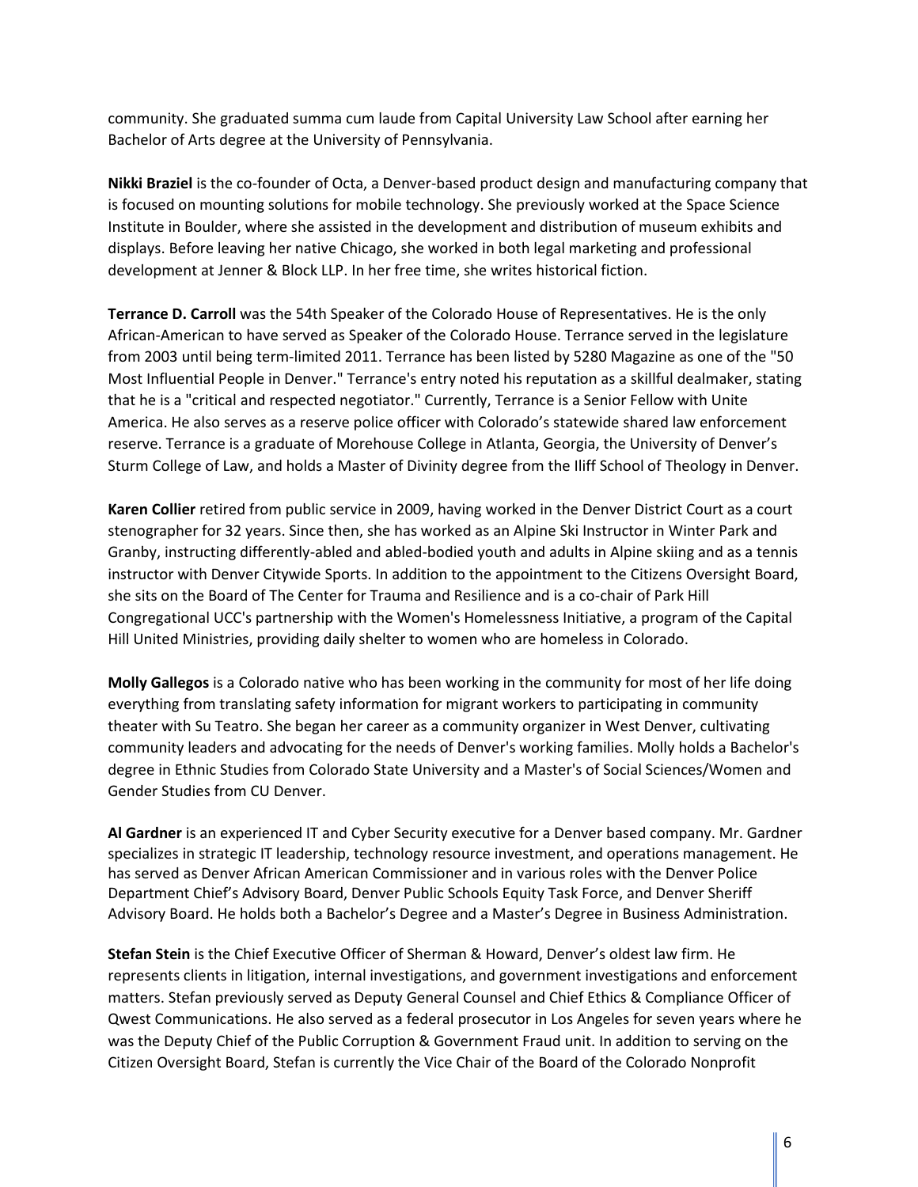community. She graduated summa cum laude from Capital University Law School after earning her Bachelor of Arts degree at the University of Pennsylvania.

**Nikki Braziel** is the co-founder of Octa, a Denver-based product design and manufacturing company that is focused on mounting solutions for mobile technology. She previously worked at the Space Science Institute in Boulder, where she assisted in the development and distribution of museum exhibits and displays. Before leaving her native Chicago, she worked in both legal marketing and professional development at Jenner & Block LLP. In her free time, she writes historical fiction.

**Terrance D. Carroll** was the 54th Speaker of the Colorado House of Representatives. He is the only African-American to have served as Speaker of the Colorado House. Terrance served in the legislature from 2003 until being term-limited 2011. Terrance has been listed by 5280 Magazine as one of the "50 Most Influential People in Denver." Terrance's entry noted his reputation as a skillful dealmaker, stating that he is a "critical and respected negotiator." Currently, Terrance is a Senior Fellow with Unite America. He also serves as a reserve police officer with Colorado's statewide shared law enforcement reserve. Terrance is a graduate of Morehouse College in Atlanta, Georgia, the University of Denver's Sturm College of Law, and holds a Master of Divinity degree from the Iliff School of Theology in Denver.

**Karen Collier** retired from public service in 2009, having worked in the Denver District Court as a court stenographer for 32 years. Since then, she has worked as an Alpine Ski Instructor in Winter Park and Granby, instructing differently-abled and abled-bodied youth and adults in Alpine skiing and as a tennis instructor with Denver Citywide Sports. In addition to the appointment to the Citizens Oversight Board, she sits on the Board of The Center for Trauma and Resilience and is a co-chair of Park Hill Congregational UCC's partnership with the Women's Homelessness Initiative, a program of the Capital Hill United Ministries, providing daily shelter to women who are homeless in Colorado.

**Molly Gallegos** is a Colorado native who has been working in the community for most of her life doing everything from translating safety information for migrant workers to participating in community theater with Su Teatro. She began her career as a community organizer in West Denver, cultivating community leaders and advocating for the needs of Denver's working families. Molly holds a Bachelor's degree in Ethnic Studies from Colorado State University and a Master's of Social Sciences/Women and Gender Studies from CU Denver.

**Al Gardner** is an experienced IT and Cyber Security executive for a Denver based company. Mr. Gardner specializes in strategic IT leadership, technology resource investment, and operations management. He has served as Denver African American Commissioner and in various roles with the Denver Police Department Chief's Advisory Board, Denver Public Schools Equity Task Force, and Denver Sheriff Advisory Board. He holds both a Bachelor's Degree and a Master's Degree in Business Administration.

**Stefan Stein** is the Chief Executive Officer of Sherman & Howard, Denver's oldest law firm. He represents clients in litigation, internal investigations, and government investigations and enforcement matters. Stefan previously served as Deputy General Counsel and Chief Ethics & Compliance Officer of Qwest Communications. He also served as a federal prosecutor in Los Angeles for seven years where he was the Deputy Chief of the Public Corruption & Government Fraud unit. In addition to serving on the Citizen Oversight Board, Stefan is currently the Vice Chair of the Board of the Colorado Nonprofit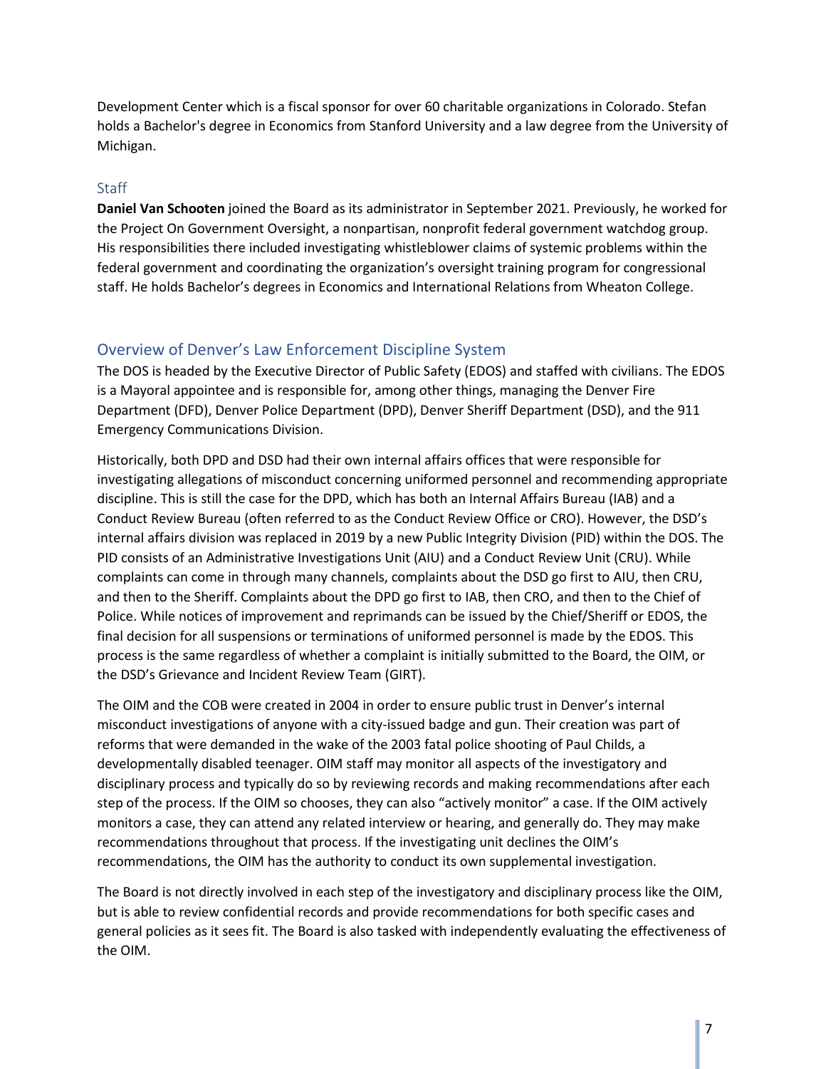Development Center which is a fiscal sponsor for over 60 charitable organizations in Colorado. Stefan holds a Bachelor's degree in Economics from Stanford University and a law degree from the University of Michigan.

### Staff

**Daniel Van Schooten** joined the Board as its administrator in September 2021. Previously, he worked for the Project On Government Oversight, a nonpartisan, nonprofit federal government watchdog group. His responsibilities there included investigating whistleblower claims of systemic problems within the federal government and coordinating the organization's oversight training program for congressional staff. He holds Bachelor's degrees in Economics and International Relations from Wheaton College.

## Overview of Denver's Law Enforcement Discipline System

The DOS is headed by the Executive Director of Public Safety (EDOS) and staffed with civilians. The EDOS is a Mayoral appointee and is responsible for, among other things, managing the Denver Fire Department (DFD), Denver Police Department (DPD), Denver Sheriff Department (DSD), and the 911 Emergency Communications Division.

Historically, both DPD and DSD had their own internal affairs offices that were responsible for investigating allegations of misconduct concerning uniformed personnel and recommending appropriate discipline. This is still the case for the DPD, which has both an Internal Affairs Bureau (IAB) and a Conduct Review Bureau (often referred to as the Conduct Review Office or CRO). However, the DSD's internal affairs division was replaced in 2019 by a new Public Integrity Division (PID) within the DOS. The PID consists of an Administrative Investigations Unit (AIU) and a Conduct Review Unit (CRU). While complaints can come in through many channels, complaints about the DSD go first to AIU, then CRU, and then to the Sheriff. Complaints about the DPD go first to IAB, then CRO, and then to the Chief of Police. While notices of improvement and reprimands can be issued by the Chief/Sheriff or EDOS, the final decision for all suspensions or terminations of uniformed personnel is made by the EDOS. This process is the same regardless of whether a complaint is initially submitted to the Board, the OIM, or the DSD's Grievance and Incident Review Team (GIRT).

The OIM and the COB were created in 2004 in order to ensure public trust in Denver's internal misconduct investigations of anyone with a city-issued badge and gun. Their creation was part of reforms that were demanded in the wake of the 2003 fatal police shooting of Paul Childs, a developmentally disabled teenager. OIM staff may monitor all aspects of the investigatory and disciplinary process and typically do so by reviewing records and making recommendations after each step of the process. If the OIM so chooses, they can also "actively monitor" a case. If the OIM actively monitors a case, they can attend any related interview or hearing, and generally do. They may make recommendations throughout that process. If the investigating unit declines the OIM's recommendations, the OIM has the authority to conduct its own supplemental investigation.

The Board is not directly involved in each step of the investigatory and disciplinary process like the OIM, but is able to review confidential records and provide recommendations for both specific cases and general policies as it sees fit. The Board is also tasked with independently evaluating the effectiveness of the OIM.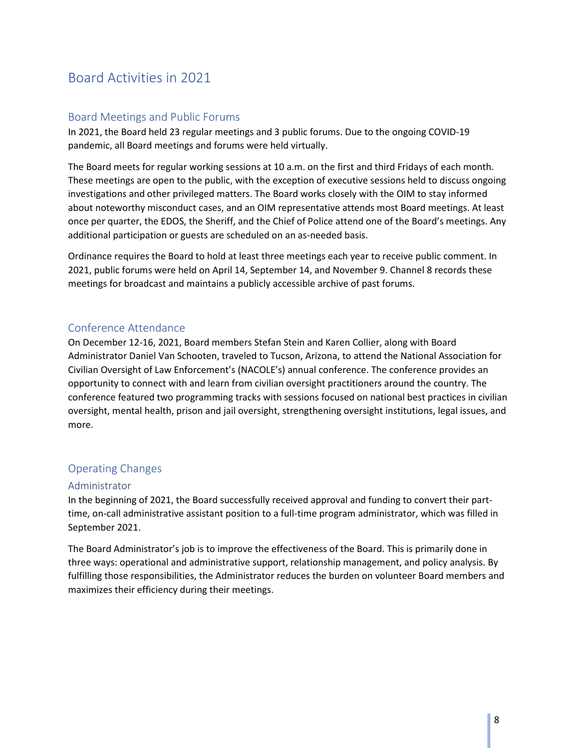# Board Activities in 2021

## Board Meetings and Public Forums

In 2021, the Board held 23 regular meetings and 3 public forums. Due to the ongoing COVID-19 pandemic, all Board meetings and forums were held virtually.

The Board meets for regular working sessions at 10 a.m. on the first and third Fridays of each month. These meetings are open to the public, with the exception of executive sessions held to discuss ongoing investigations and other privileged matters. The Board works closely with the OIM to stay informed about noteworthy misconduct cases, and an OIM representative attends most Board meetings. At least once per quarter, the EDOS, the Sheriff, and the Chief of Police attend one of the Board's meetings. Any additional participation or guests are scheduled on an as-needed basis.

Ordinance requires the Board to hold at least three meetings each year to receive public comment. In 2021, public forums were held on April 14, September 14, and November 9. Channel 8 records these meetings for broadcast and maintains a publicly accessible archive of past forums.

## Conference Attendance

On December 12-16, 2021, Board members Stefan Stein and Karen Collier, along with Board Administrator Daniel Van Schooten, traveled to Tucson, Arizona, to attend the National Association for Civilian Oversight of Law Enforcement's (NACOLE's) annual conference. The conference provides an opportunity to connect with and learn from civilian oversight practitioners around the country. The conference featured two programming tracks with sessions focused on national best practices in civilian oversight, mental health, prison and jail oversight, strengthening oversight institutions, legal issues, and more.

## Operating Changes

### Administrator

In the beginning of 2021, the Board successfully received approval and funding to convert their part-time, on-call administrative assistant position to a full-time program administrator, which was filled in September 2021.

The Board Administrator's job is to improve the effectiveness of the Board. This is primarily done in three ways: operational and administrative support, relationship management, and policy analysis. By fulfilling those responsibilities, the Administrator reduces the burden on volunteer Board members and maximizes their efficiency during their meetings.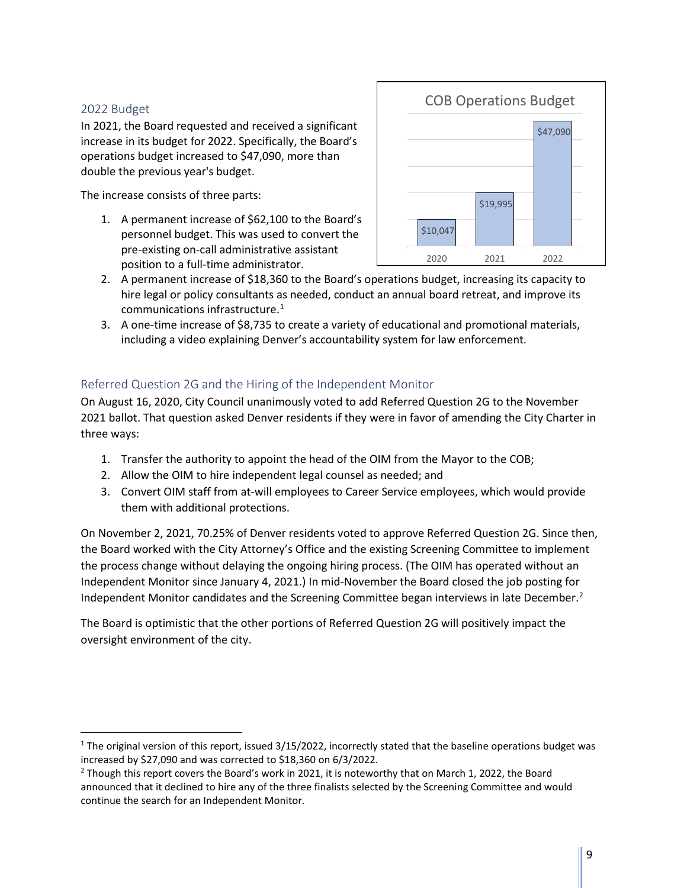## 2022 Budget

In 2021, the Board requested and received a significant increase in its budget for 2022. Specifically, the Board's operations budget increased to $47,090, more than double the previous year's budget.

COB Operations Budget

| Year | Budget |
|---|---|
| 2020 | $10,047 |
| 2021 | $19,995 |
| 2022 | $47,090 |

The increase consists of three parts:

1. A permanent increase of $62,100 to the Board's personnel budget. This was used to convert the pre-existing on-call administrative assistant position to a full-time administrator.
2. A permanent increase of $18,360 to the Board's operations budget, increasing its capacity to hire legal or policy consultants as needed, conduct an annual board retreat, and improve its communications infrastructure.[1]
3. A one-time increase of $8,735 to create a variety of educational and promotional materials, including a video explaining Denver's accountability system for law enforcement.

## Referred Question 2G and the Hiring of the Independent Monitor

On August 16, 2020, City Council unanimously voted to add Referred Question 2G to the November 2021 ballot. That question asked Denver residents if they were in favor of amending the City Charter in three ways:

1. Transfer the authority to appoint the head of the OIM from the Mayor to the COB;
2. Allow the OIM to hire independent legal counsel as needed; and
3. Convert OIM staff from at-will employees to Career Service employees, which would provide them with additional protections.

On November 2, 2021, 70.25% of Denver residents voted to approve Referred Question 2G. Since then, the Board worked with the City Attorney's Office and the existing Screening Committee to implement the process change without delaying the ongoing hiring process. (The OIM has operated without an Independent Monitor since January 4, 2021.) In mid-November the Board closed the job posting for Independent Monitor candidates and the Screening Committee began interviews in late December.[2]

The Board is optimistic that the other portions of Referred Question 2G will positively impact the oversight environment of the city.

---

[1] The original version of this report, issued 3/15/2022, incorrectly stated that the baseline operations budget was increased by $27,090 and was corrected to $18,360 on 6/3/2022.

[2] Though this report covers the Board's work in 2021, it is noteworthy that on March 1, 2022, the Board announced that it declined to hire any of the three finalists selected by the Screening Committee and would continue the search for an Independent Monitor.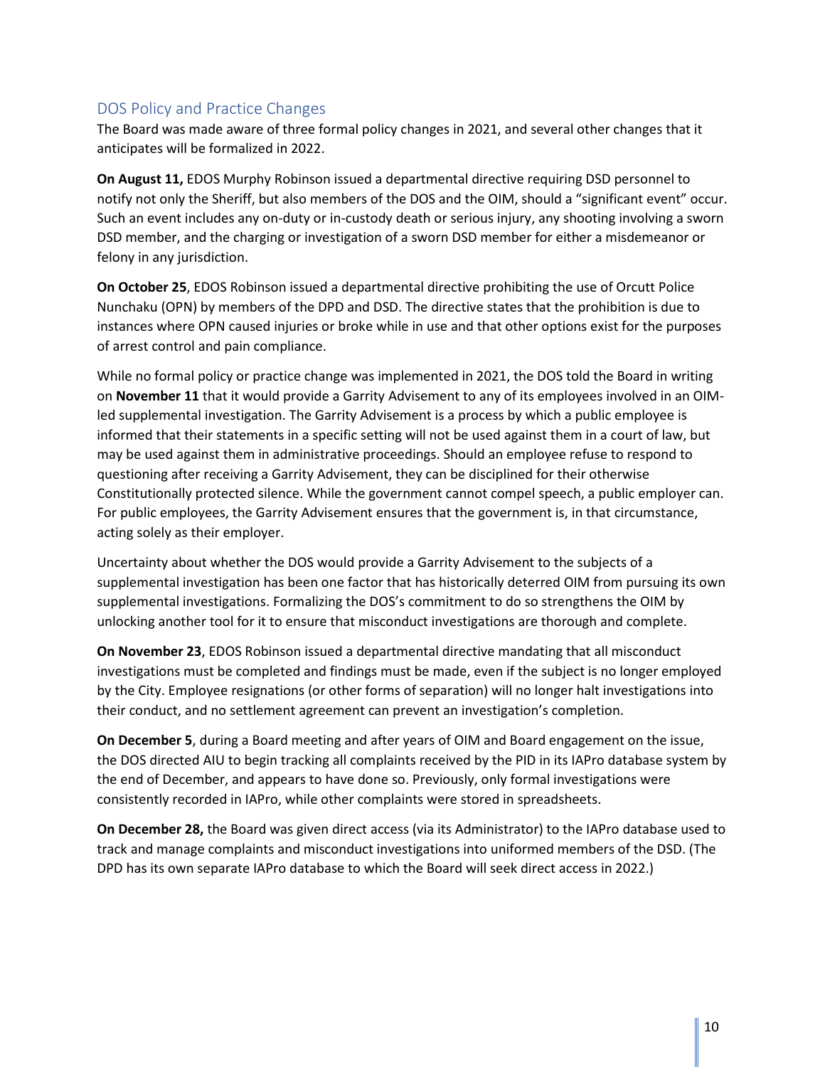## DOS Policy and Practice Changes

The Board was made aware of three formal policy changes in 2021, and several other changes that it anticipates will be formalized in 2022.

**On August 11,** EDOS Murphy Robinson issued a departmental directive requiring DSD personnel to notify not only the Sheriff, but also members of the DOS and the OIM, should a "significant event" occur. Such an event includes any on-duty or in-custody death or serious injury, any shooting involving a sworn DSD member, and the charging or investigation of a sworn DSD member for either a misdemeanor or felony in any jurisdiction.

**On October 25**, EDOS Robinson issued a departmental directive prohibiting the use of Orcutt Police Nunchaku (OPN) by members of the DPD and DSD. The directive states that the prohibition is due to instances where OPN caused injuries or broke while in use and that other options exist for the purposes of arrest control and pain compliance.

While no formal policy or practice change was implemented in 2021, the DOS told the Board in writing on **November 11** that it would provide a Garrity Advisement to any of its employees involved in an OIM-led supplemental investigation. The Garrity Advisement is a process by which a public employee is informed that their statements in a specific setting will not be used against them in a court of law, but may be used against them in administrative proceedings. Should an employee refuse to respond to questioning after receiving a Garrity Advisement, they can be disciplined for their otherwise Constitutionally protected silence. While the government cannot compel speech, a public employer can. For public employees, the Garrity Advisement ensures that the government is, in that circumstance, acting solely as their employer.

Uncertainty about whether the DOS would provide a Garrity Advisement to the subjects of a supplemental investigation has been one factor that has historically deterred OIM from pursuing its own supplemental investigations. Formalizing the DOS's commitment to do so strengthens the OIM by unlocking another tool for it to ensure that misconduct investigations are thorough and complete.

**On November 23**, EDOS Robinson issued a departmental directive mandating that all misconduct investigations must be completed and findings must be made, even if the subject is no longer employed by the City. Employee resignations (or other forms of separation) will no longer halt investigations into their conduct, and no settlement agreement can prevent an investigation's completion.

**On December 5**, during a Board meeting and after years of OIM and Board engagement on the issue, the DOS directed AIU to begin tracking all complaints received by the PID in its IAPro database system by the end of December, and appears to have done so. Previously, only formal investigations were consistently recorded in IAPro, while other complaints were stored in spreadsheets.

**On December 28,** the Board was given direct access (via its Administrator) to the IAPro database used to track and manage complaints and misconduct investigations into uniformed members of the DSD. (The DPD has its own separate IAPro database to which the Board will seek direct access in 2022.)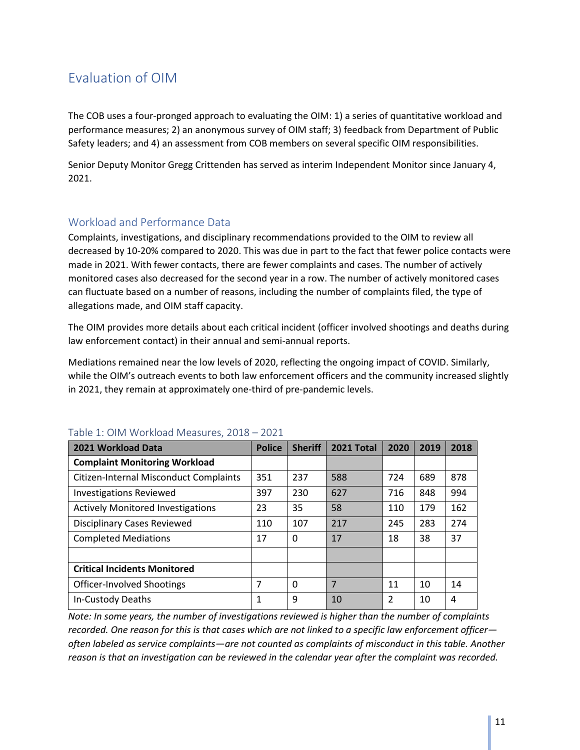# Evaluation of OIM

The COB uses a four-pronged approach to evaluating the OIM: 1) a series of quantitative workload and performance measures; 2) an anonymous survey of OIM staff; 3) feedback from Department of Public Safety leaders; and 4) an assessment from COB members on several specific OIM responsibilities.

Senior Deputy Monitor Gregg Crittenden has served as interim Independent Monitor since January 4, 2021.

## Workload and Performance Data

Complaints, investigations, and disciplinary recommendations provided to the OIM to review all decreased by 10-20% compared to 2020. This was due in part to the fact that fewer police contacts were made in 2021. With fewer contacts, there are fewer complaints and cases. The number of actively monitored cases also decreased for the second year in a row. The number of actively monitored cases can fluctuate based on a number of reasons, including the number of complaints filed, the type of allegations made, and OIM staff capacity.

The OIM provides more details about each critical incident (officer involved shootings and deaths during law enforcement contact) in their annual and semi-annual reports.

Mediations remained near the low levels of 2020, reflecting the ongoing impact of COVID. Similarly, while the OIM's outreach events to both law enforcement officers and the community increased slightly in 2021, they remain at approximately one-third of pre-pandemic levels.

Table 1: OIM Workload Measures, 2018 – 2021

| 2021 Workload Data | Police | Sheriff | 2021 Total | 2020 | 2019 | 2018 |
|---|---|---|---|---|---|---|
| **Complaint Monitoring Workload** | | | | | | |
| Citizen-Internal Misconduct Complaints | 351 | 237 | 588 | 724 | 689 | 878 |
| Investigations Reviewed | 397 | 230 | 627 | 716 | 848 | 994 |
| Actively Monitored Investigations | 23 | 35 | 58 | 110 | 179 | 162 |
| Disciplinary Cases Reviewed | 110 | 107 | 217 | 245 | 283 | 274 |
| Completed Mediations | 17 | 0 | 17 | 18 | 38 | 37 |
| | | | | | | |
| **Critical Incidents Monitored** | | | | | | |
| Officer-Involved Shootings | 7 | 0 | 7 | 11 | 10 | 14 |
| In-Custody Deaths | 1 | 9 | 10 | 2 | 10 | 4 |

*Note: In some years, the number of investigations reviewed is higher than the number of complaints recorded. One reason for this is that cases which are not linked to a specific law enforcement officer—often labeled as service complaints—are not counted as complaints of misconduct in this table. Another reason is that an investigation can be reviewed in the calendar year after the complaint was recorded.*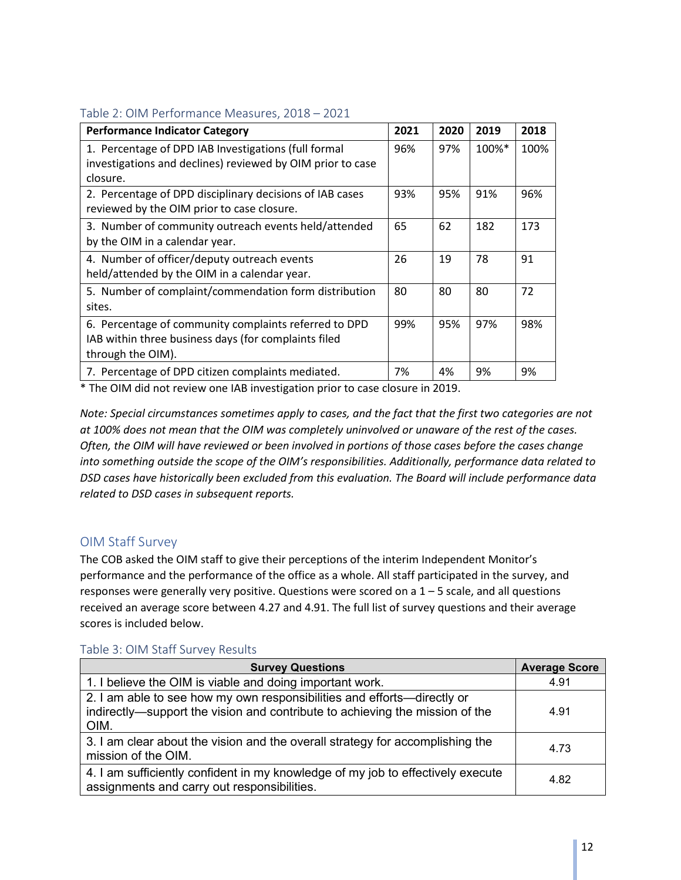### Table 2: OIM Performance Measures, 2018 – 2021

| Performance Indicator Category | 2021 | 2020 | 2019 | 2018 |
|---|---|---|---|---|
| 1. Percentage of DPD IAB Investigations (full formal investigations and declines) reviewed by OIM prior to case closure. | 96% | 97% | 100%* | 100% |
| 2. Percentage of DPD disciplinary decisions of IAB cases reviewed by the OIM prior to case closure. | 93% | 95% | 91% | 96% |
| 3. Number of community outreach events held/attended by the OIM in a calendar year. | 65 | 62 | 182 | 173 |
| 4. Number of officer/deputy outreach events held/attended by the OIM in a calendar year. | 26 | 19 | 78 | 91 |
| 5. Number of complaint/commendation form distribution sites. | 80 | 80 | 80 | 72 |
| 6. Percentage of community complaints referred to DPD IAB within three business days (for complaints filed through the OIM). | 99% | 95% | 97% | 98% |
| 7. Percentage of DPD citizen complaints mediated. | 7% | 4% | 9% | 9% |

* The OIM did not review one IAB investigation prior to case closure in 2019.

*Note: Special circumstances sometimes apply to cases, and the fact that the first two categories are not at 100% does not mean that the OIM was completely uninvolved or unaware of the rest of the cases. Often, the OIM will have reviewed or been involved in portions of those cases before the cases change into something outside the scope of the OIM's responsibilities. Additionally, performance data related to DSD cases have historically been excluded from this evaluation. The Board will include performance data related to DSD cases in subsequent reports.*

## OIM Staff Survey

The COB asked the OIM staff to give their perceptions of the interim Independent Monitor's performance and the performance of the office as a whole. All staff participated in the survey, and responses were generally very positive. Questions were scored on a 1 – 5 scale, and all questions received an average score between 4.27 and 4.91. The full list of survey questions and their average scores is included below.

### Table 3: OIM Staff Survey Results

| Survey Questions | Average Score |
|---|---|
| 1. I believe the OIM is viable and doing important work. | 4.91 |
| 2. I am able to see how my own responsibilities and efforts—directly or indirectly—support the vision and contribute to achieving the mission of the OIM. | 4.91 |
| 3. I am clear about the vision and the overall strategy for accomplishing the mission of the OIM. | 4.73 |
| 4. I am sufficiently confident in my knowledge of my job to effectively execute assignments and carry out responsibilities. | 4.82 |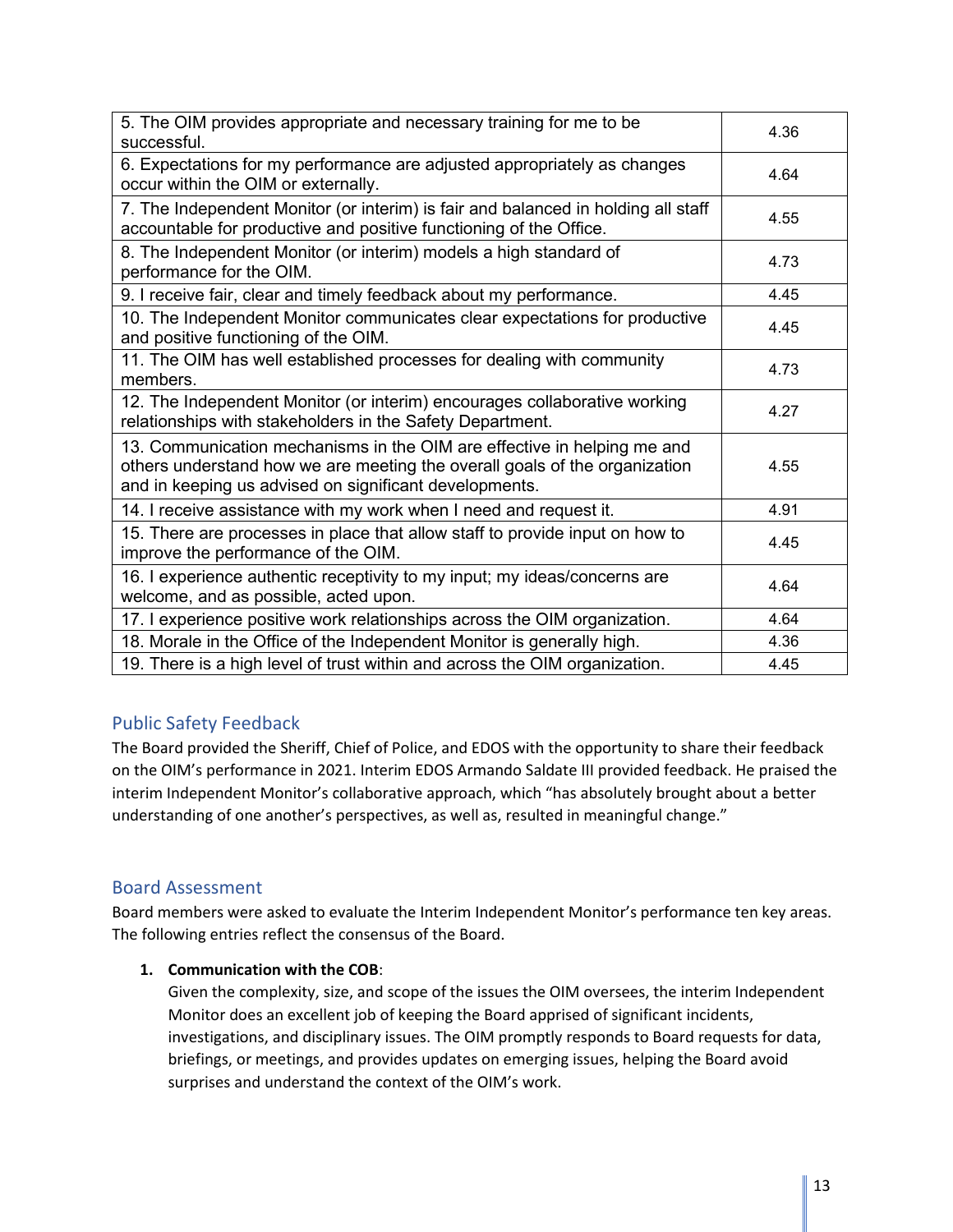| | |
|---|---|
| 5. The OIM provides appropriate and necessary training for me to be successful. | 4.36 |
| 6. Expectations for my performance are adjusted appropriately as changes occur within the OIM or externally. | 4.64 |
| 7. The Independent Monitor (or interim) is fair and balanced in holding all staff accountable for productive and positive functioning of the Office. | 4.55 |
| 8. The Independent Monitor (or interim) models a high standard of performance for the OIM. | 4.73 |
| 9. I receive fair, clear and timely feedback about my performance. | 4.45 |
| 10. The Independent Monitor communicates clear expectations for productive and positive functioning of the OIM. | 4.45 |
| 11. The OIM has well established processes for dealing with community members. | 4.73 |
| 12. The Independent Monitor (or interim) encourages collaborative working relationships with stakeholders in the Safety Department. | 4.27 |
| 13. Communication mechanisms in the OIM are effective in helping me and others understand how we are meeting the overall goals of the organization and in keeping us advised on significant developments. | 4.55 |
| 14. I receive assistance with my work when I need and request it. | 4.91 |
| 15. There are processes in place that allow staff to provide input on how to improve the performance of the OIM. | 4.45 |
| 16. I experience authentic receptivity to my input; my ideas/concerns are welcome, and as possible, acted upon. | 4.64 |
| 17. I experience positive work relationships across the OIM organization. | 4.64 |
| 18. Morale in the Office of the Independent Monitor is generally high. | 4.36 |
| 19. There is a high level of trust within and across the OIM organization. | 4.45 |

## Public Safety Feedback

The Board provided the Sheriff, Chief of Police, and EDOS with the opportunity to share their feedback on the OIM's performance in 2021. Interim EDOS Armando Saldate III provided feedback. He praised the interim Independent Monitor's collaborative approach, which "has absolutely brought about a better understanding of one another's perspectives, as well as, resulted in meaningful change."

## Board Assessment

Board members were asked to evaluate the Interim Independent Monitor's performance ten key areas. The following entries reflect the consensus of the Board.

1. **Communication with the COB**:
   Given the complexity, size, and scope of the issues the OIM oversees, the interim Independent Monitor does an excellent job of keeping the Board apprised of significant incidents, investigations, and disciplinary issues. The OIM promptly responds to Board requests for data, briefings, or meetings, and provides updates on emerging issues, helping the Board avoid surprises and understand the context of the OIM's work.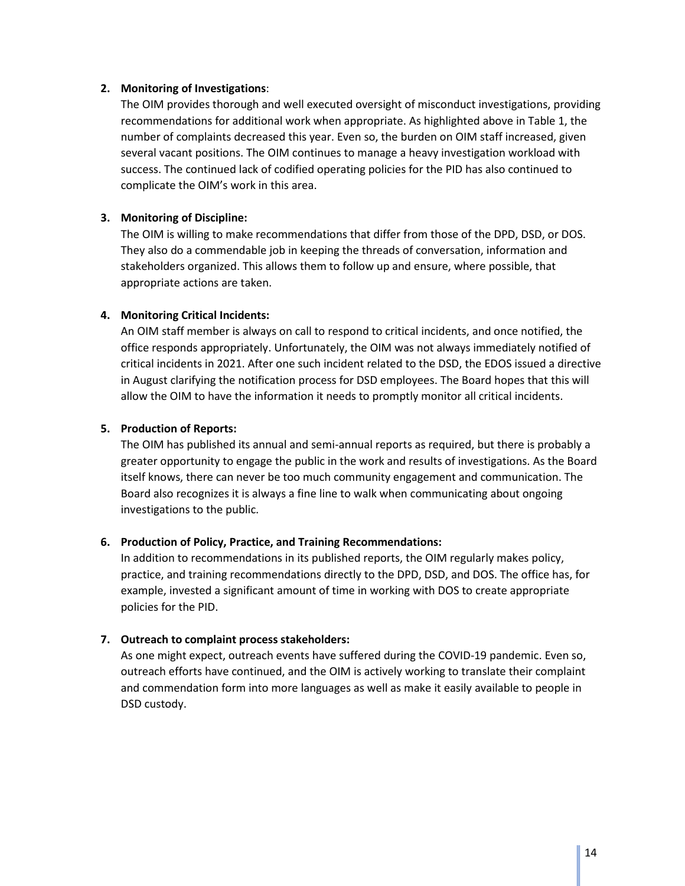2. **Monitoring of Investigations**:
   The OIM provides thorough and well executed oversight of misconduct investigations, providing recommendations for additional work when appropriate. As highlighted above in Table 1, the number of complaints decreased this year. Even so, the burden on OIM staff increased, given several vacant positions. The OIM continues to manage a heavy investigation workload with success. The continued lack of codified operating policies for the PID has also continued to complicate the OIM's work in this area.

3. **Monitoring of Discipline:**
   The OIM is willing to make recommendations that differ from those of the DPD, DSD, or DOS. They also do a commendable job in keeping the threads of conversation, information and stakeholders organized. This allows them to follow up and ensure, where possible, that appropriate actions are taken.

4. **Monitoring Critical Incidents:**
   An OIM staff member is always on call to respond to critical incidents, and once notified, the office responds appropriately. Unfortunately, the OIM was not always immediately notified of critical incidents in 2021. After one such incident related to the DSD, the EDOS issued a directive in August clarifying the notification process for DSD employees. The Board hopes that this will allow the OIM to have the information it needs to promptly monitor all critical incidents.

5. **Production of Reports:**
   The OIM has published its annual and semi-annual reports as required, but there is probably a greater opportunity to engage the public in the work and results of investigations. As the Board itself knows, there can never be too much community engagement and communication. The Board also recognizes it is always a fine line to walk when communicating about ongoing investigations to the public.

6. **Production of Policy, Practice, and Training Recommendations:**
   In addition to recommendations in its published reports, the OIM regularly makes policy, practice, and training recommendations directly to the DPD, DSD, and DOS. The office has, for example, invested a significant amount of time in working with DOS to create appropriate policies for the PID.

7. **Outreach to complaint process stakeholders:**
   As one might expect, outreach events have suffered during the COVID-19 pandemic. Even so, outreach efforts have continued, and the OIM is actively working to translate their complaint and commendation form into more languages as well as make it easily available to people in DSD custody.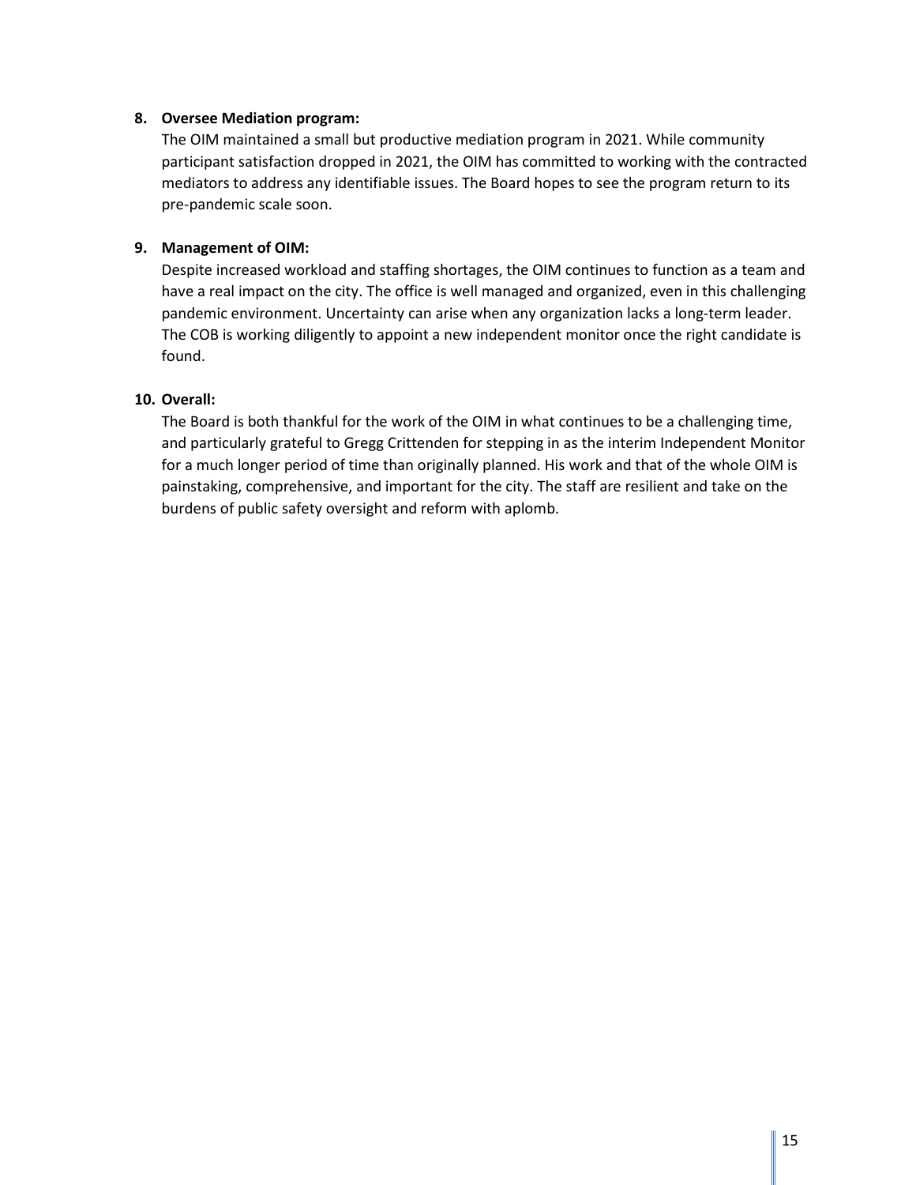**8. Oversee Mediation program:**

The OIM maintained a small but productive mediation program in 2021. While community participant satisfaction dropped in 2021, the OIM has committed to working with the contracted mediators to address any identifiable issues. The Board hopes to see the program return to its pre-pandemic scale soon.

**9. Management of OIM:**

Despite increased workload and staffing shortages, the OIM continues to function as a team and have a real impact on the city. The office is well managed and organized, even in this challenging pandemic environment. Uncertainty can arise when any organization lacks a long-term leader. The COB is working diligently to appoint a new independent monitor once the right candidate is found.

**10. Overall:**

The Board is both thankful for the work of the OIM in what continues to be a challenging time, and particularly grateful to Gregg Crittenden for stepping in as the interim Independent Monitor for a much longer period of time than originally planned. His work and that of the whole OIM is painstaking, comprehensive, and important for the city. The staff are resilient and take on the burdens of public safety oversight and reform with aplomb.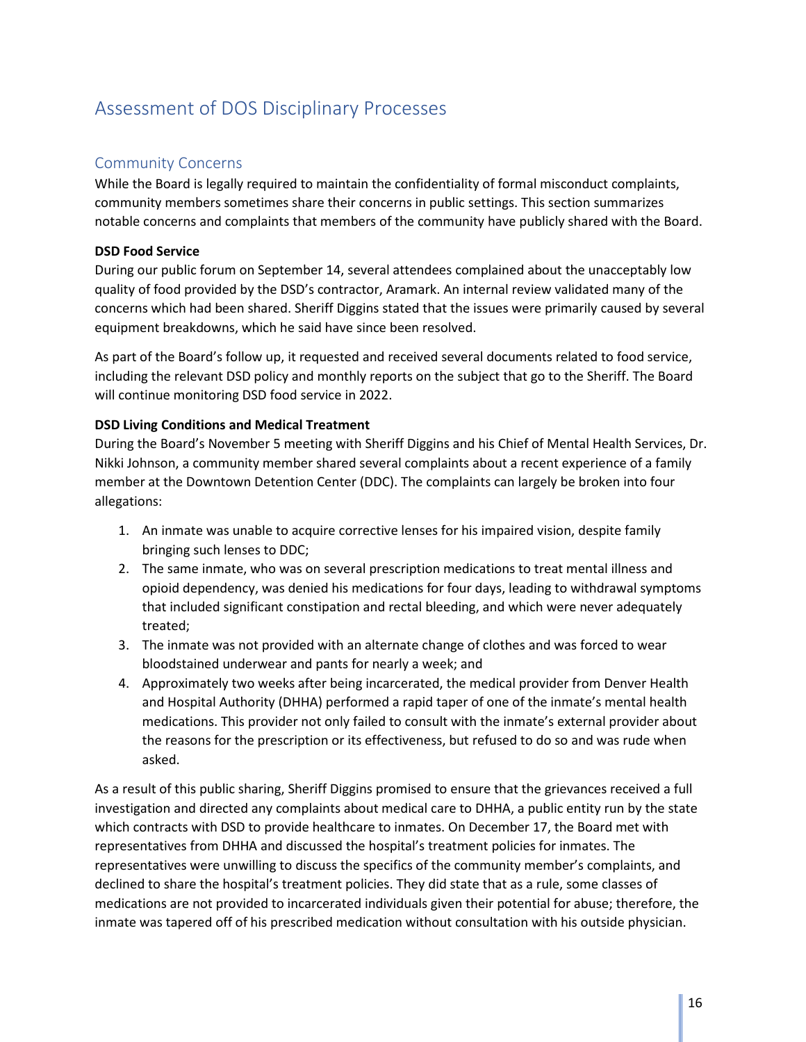# Assessment of DOS Disciplinary Processes

## Community Concerns

While the Board is legally required to maintain the confidentiality of formal misconduct complaints, community members sometimes share their concerns in public settings. This section summarizes notable concerns and complaints that members of the community have publicly shared with the Board.

**DSD Food Service**

During our public forum on September 14, several attendees complained about the unacceptably low quality of food provided by the DSD's contractor, Aramark. An internal review validated many of the concerns which had been shared. Sheriff Diggins stated that the issues were primarily caused by several equipment breakdowns, which he said have since been resolved.

As part of the Board's follow up, it requested and received several documents related to food service, including the relevant DSD policy and monthly reports on the subject that go to the Sheriff. The Board will continue monitoring DSD food service in 2022.

**DSD Living Conditions and Medical Treatment**

During the Board's November 5 meeting with Sheriff Diggins and his Chief of Mental Health Services, Dr. Nikki Johnson, a community member shared several complaints about a recent experience of a family member at the Downtown Detention Center (DDC). The complaints can largely be broken into four allegations:

1. An inmate was unable to acquire corrective lenses for his impaired vision, despite family bringing such lenses to DDC;
2. The same inmate, who was on several prescription medications to treat mental illness and opioid dependency, was denied his medications for four days, leading to withdrawal symptoms that included significant constipation and rectal bleeding, and which were never adequately treated;
3. The inmate was not provided with an alternate change of clothes and was forced to wear bloodstained underwear and pants for nearly a week; and
4. Approximately two weeks after being incarcerated, the medical provider from Denver Health and Hospital Authority (DHHA) performed a rapid taper of one of the inmate's mental health medications. This provider not only failed to consult with the inmate's external provider about the reasons for the prescription or its effectiveness, but refused to do so and was rude when asked.

As a result of this public sharing, Sheriff Diggins promised to ensure that the grievances received a full investigation and directed any complaints about medical care to DHHA, a public entity run by the state which contracts with DSD to provide healthcare to inmates. On December 17, the Board met with representatives from DHHA and discussed the hospital's treatment policies for inmates. The representatives were unwilling to discuss the specifics of the community member's complaints, and declined to share the hospital's treatment policies. They did state that as a rule, some classes of medications are not provided to incarcerated individuals given their potential for abuse; therefore, the inmate was tapered off of his prescribed medication without consultation with his outside physician.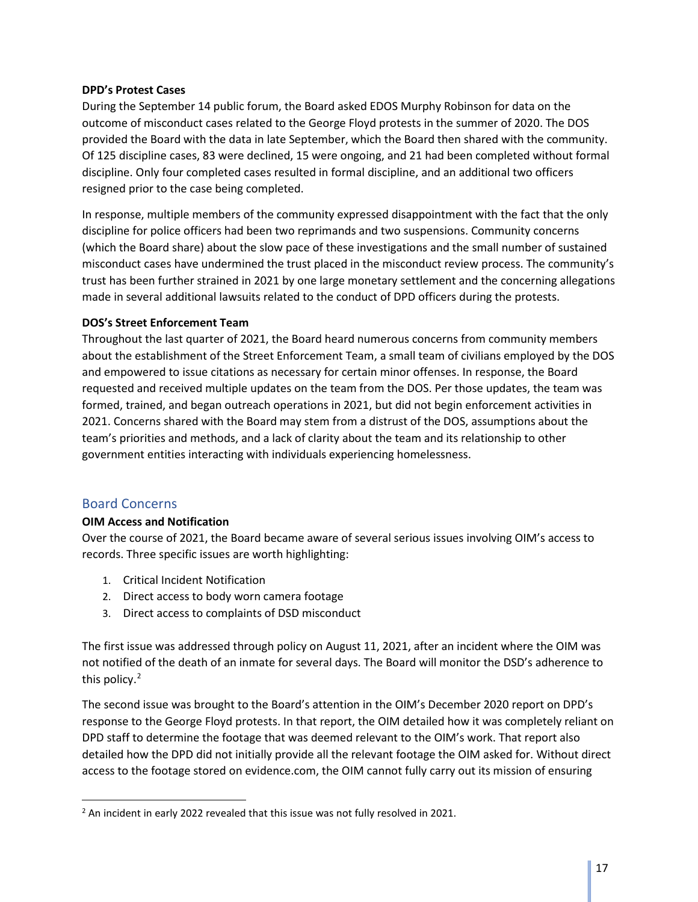**DPD's Protest Cases**

During the September 14 public forum, the Board asked EDOS Murphy Robinson for data on the outcome of misconduct cases related to the George Floyd protests in the summer of 2020. The DOS provided the Board with the data in late September, which the Board then shared with the community. Of 125 discipline cases, 83 were declined, 15 were ongoing, and 21 had been completed without formal discipline. Only four completed cases resulted in formal discipline, and an additional two officers resigned prior to the case being completed.

In response, multiple members of the community expressed disappointment with the fact that the only discipline for police officers had been two reprimands and two suspensions. Community concerns (which the Board share) about the slow pace of these investigations and the small number of sustained misconduct cases have undermined the trust placed in the misconduct review process. The community's trust has been further strained in 2021 by one large monetary settlement and the concerning allegations made in several additional lawsuits related to the conduct of DPD officers during the protests.

**DOS's Street Enforcement Team**

Throughout the last quarter of 2021, the Board heard numerous concerns from community members about the establishment of the Street Enforcement Team, a small team of civilians employed by the DOS and empowered to issue citations as necessary for certain minor offenses. In response, the Board requested and received multiple updates on the team from the DOS. Per those updates, the team was formed, trained, and began outreach operations in 2021, but did not begin enforcement activities in 2021. Concerns shared with the Board may stem from a distrust of the DOS, assumptions about the team's priorities and methods, and a lack of clarity about the team and its relationship to other government entities interacting with individuals experiencing homelessness.

## Board Concerns

**OIM Access and Notification**

Over the course of 2021, the Board became aware of several serious issues involving OIM's access to records. Three specific issues are worth highlighting:

1. Critical Incident Notification
2. Direct access to body worn camera footage
3. Direct access to complaints of DSD misconduct

The first issue was addressed through policy on August 11, 2021, after an incident where the OIM was not notified of the death of an inmate for several days. The Board will monitor the DSD's adherence to this policy.[2]

The second issue was brought to the Board's attention in the OIM's December 2020 report on DPD's response to the George Floyd protests. In that report, the OIM detailed how it was completely reliant on DPD staff to determine the footage that was deemed relevant to the OIM's work. That report also detailed how the DPD did not initially provide all the relevant footage the OIM asked for. Without direct access to the footage stored on evidence.com, the OIM cannot fully carry out its mission of ensuring

[2] An incident in early 2022 revealed that this issue was not fully resolved in 2021.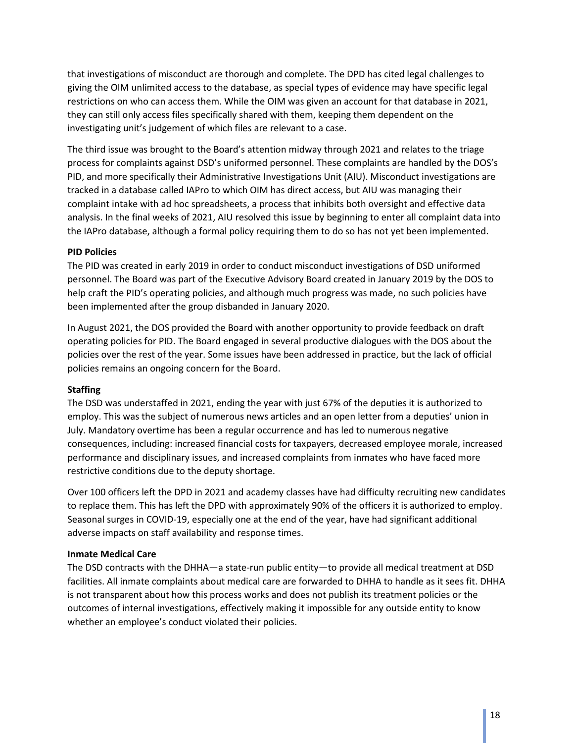that investigations of misconduct are thorough and complete. The DPD has cited legal challenges to giving the OIM unlimited access to the database, as special types of evidence may have specific legal restrictions on who can access them. While the OIM was given an account for that database in 2021, they can still only access files specifically shared with them, keeping them dependent on the investigating unit's judgement of which files are relevant to a case.

The third issue was brought to the Board's attention midway through 2021 and relates to the triage process for complaints against DSD's uniformed personnel. These complaints are handled by the DOS's PID, and more specifically their Administrative Investigations Unit (AIU). Misconduct investigations are tracked in a database called IAPro to which OIM has direct access, but AIU was managing their complaint intake with ad hoc spreadsheets, a process that inhibits both oversight and effective data analysis. In the final weeks of 2021, AIU resolved this issue by beginning to enter all complaint data into the IAPro database, although a formal policy requiring them to do so has not yet been implemented.

**PID Policies**

The PID was created in early 2019 in order to conduct misconduct investigations of DSD uniformed personnel. The Board was part of the Executive Advisory Board created in January 2019 by the DOS to help craft the PID's operating policies, and although much progress was made, no such policies have been implemented after the group disbanded in January 2020.

In August 2021, the DOS provided the Board with another opportunity to provide feedback on draft operating policies for PID. The Board engaged in several productive dialogues with the DOS about the policies over the rest of the year. Some issues have been addressed in practice, but the lack of official policies remains an ongoing concern for the Board.

**Staffing**

The DSD was understaffed in 2021, ending the year with just 67% of the deputies it is authorized to employ. This was the subject of numerous news articles and an open letter from a deputies' union in July. Mandatory overtime has been a regular occurrence and has led to numerous negative consequences, including: increased financial costs for taxpayers, decreased employee morale, increased performance and disciplinary issues, and increased complaints from inmates who have faced more restrictive conditions due to the deputy shortage.

Over 100 officers left the DPD in 2021 and academy classes have had difficulty recruiting new candidates to replace them. This has left the DPD with approximately 90% of the officers it is authorized to employ. Seasonal surges in COVID-19, especially one at the end of the year, have had significant additional adverse impacts on staff availability and response times.

**Inmate Medical Care**

The DSD contracts with the DHHA—a state-run public entity—to provide all medical treatment at DSD facilities. All inmate complaints about medical care are forwarded to DHHA to handle as it sees fit. DHHA is not transparent about how this process works and does not publish its treatment policies or the outcomes of internal investigations, effectively making it impossible for any outside entity to know whether an employee's conduct violated their policies.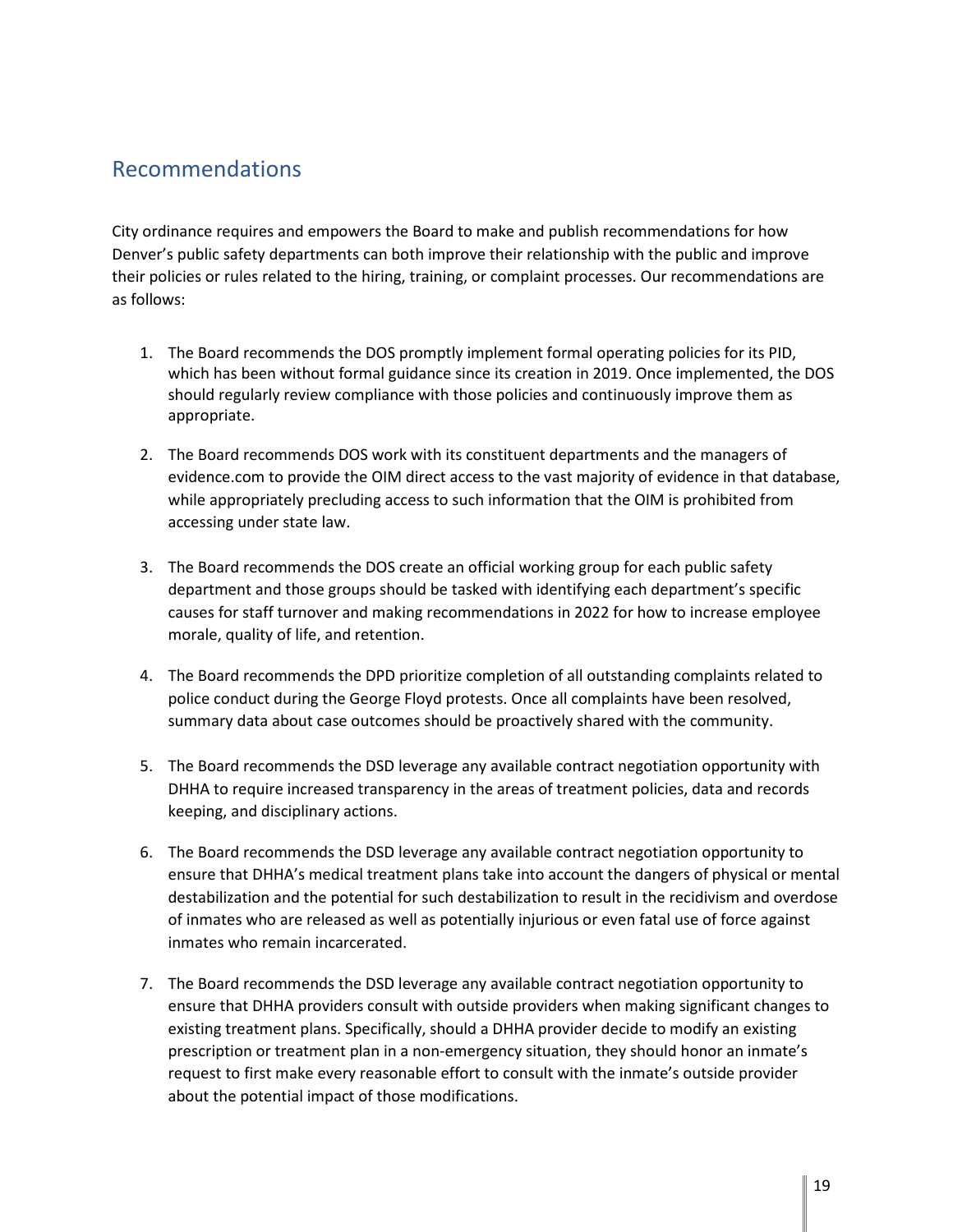## Recommendations

City ordinance requires and empowers the Board to make and publish recommendations for how Denver's public safety departments can both improve their relationship with the public and improve their policies or rules related to the hiring, training, or complaint processes. Our recommendations are as follows:

1. The Board recommends the DOS promptly implement formal operating policies for its PID, which has been without formal guidance since its creation in 2019. Once implemented, the DOS should regularly review compliance with those policies and continuously improve them as appropriate.

2. The Board recommends DOS work with its constituent departments and the managers of evidence.com to provide the OIM direct access to the vast majority of evidence in that database, while appropriately precluding access to such information that the OIM is prohibited from accessing under state law.

3. The Board recommends the DOS create an official working group for each public safety department and those groups should be tasked with identifying each department's specific causes for staff turnover and making recommendations in 2022 for how to increase employee morale, quality of life, and retention.

4. The Board recommends the DPD prioritize completion of all outstanding complaints related to police conduct during the George Floyd protests. Once all complaints have been resolved, summary data about case outcomes should be proactively shared with the community.

5. The Board recommends the DSD leverage any available contract negotiation opportunity with DHHA to require increased transparency in the areas of treatment policies, data and records keeping, and disciplinary actions.

6. The Board recommends the DSD leverage any available contract negotiation opportunity to ensure that DHHA's medical treatment plans take into account the dangers of physical or mental destabilization and the potential for such destabilization to result in the recidivism and overdose of inmates who are released as well as potentially injurious or even fatal use of force against inmates who remain incarcerated.

7. The Board recommends the DSD leverage any available contract negotiation opportunity to ensure that DHHA providers consult with outside providers when making significant changes to existing treatment plans. Specifically, should a DHHA provider decide to modify an existing prescription or treatment plan in a non-emergency situation, they should honor an inmate's request to first make every reasonable effort to consult with the inmate's outside provider about the potential impact of those modifications.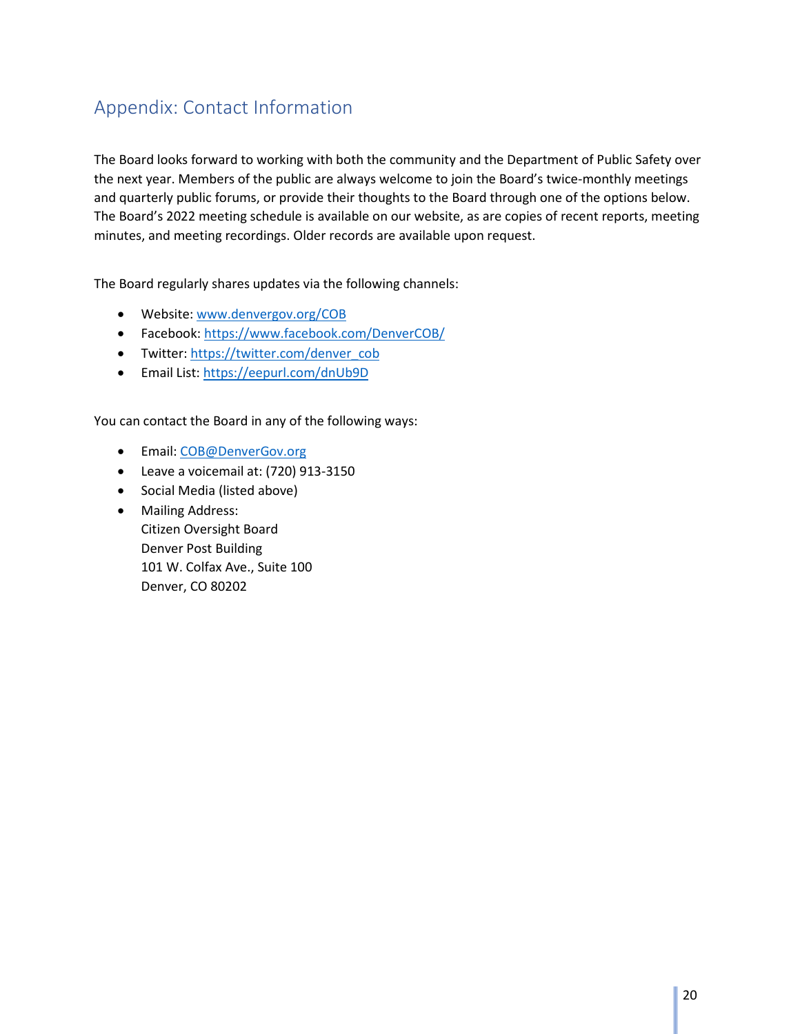## Appendix: Contact Information

The Board looks forward to working with both the community and the Department of Public Safety over the next year. Members of the public are always welcome to join the Board's twice-monthly meetings and quarterly public forums, or provide their thoughts to the Board through one of the options below. The Board's 2022 meeting schedule is available on our website, as are copies of recent reports, meeting minutes, and meeting recordings. Older records are available upon request.

The Board regularly shares updates via the following channels:

- Website: www.denvergov.org/COB
- Facebook: https://www.facebook.com/DenverCOB/
- Twitter: https://twitter.com/denver_cob
- Email List: https://eepurl.com/dnUb9D

You can contact the Board in any of the following ways:

- Email: COB@DenverGov.org
- Leave a voicemail at: (720) 913-3150
- Social Media (listed above)
- Mailing Address:
  Citizen Oversight Board
  Denver Post Building
  101 W. Colfax Ave., Suite 100
  Denver, CO 80202